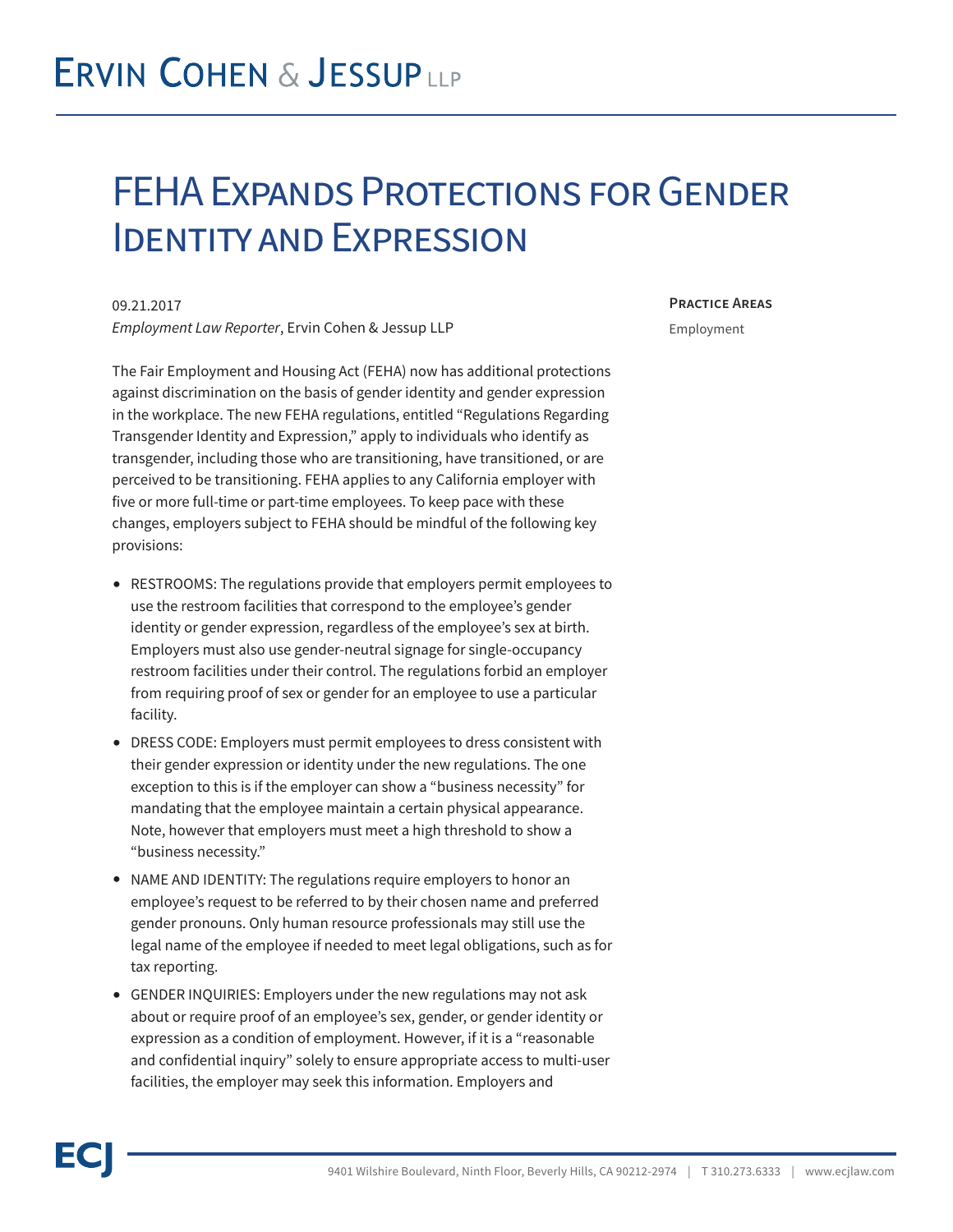# FEHA Expands Protections for Gender Identity and Expression

09.21.2017

*Employment Law Reporter*, Ervin Cohen & Jessup LLP

**Practice Areas**

Employment

The Fair Employment and Housing Act (FEHA) now has additional protections against discrimination on the basis of gender identity and gender expression in the workplace. The new FEHA regulations, entitled "Regulations Regarding Transgender Identity and Expression," apply to individuals who identify as transgender, including those who are transitioning, have transitioned, or are perceived to be transitioning. FEHA applies to any California employer with five or more full-time or part-time employees. To keep pace with these changes, employers subject to FEHA should be mindful of the following key provisions:

- RESTROOMS: The regulations provide that employers permit employees to use the restroom facilities that correspond to the employee's gender identity or gender expression, regardless of the employee's sex at birth. Employers must also use gender-neutral signage for single-occupancy restroom facilities under their control. The regulations forbid an employer from requiring proof of sex or gender for an employee to use a particular facility.
- DRESS CODE: Employers must permit employees to dress consistent with their gender expression or identity under the new regulations. The one exception to this is if the employer can show a "business necessity" for mandating that the employee maintain a certain physical appearance. Note, however that employers must meet a high threshold to show a "business necessity."
- NAME AND IDENTITY: The regulations require employers to honor an employee's request to be referred to by their chosen name and preferred gender pronouns. Only human resource professionals may still use the legal name of the employee if needed to meet legal obligations, such as for tax reporting.
- GENDER INQUIRIES: Employers under the new regulations may not ask about or require proof of an employee's sex, gender, or gender identity or expression as a condition of employment. However, if it is a "reasonable and confidential inquiry" solely to ensure appropriate access to multi-user facilities, the employer may seek this information. Employers and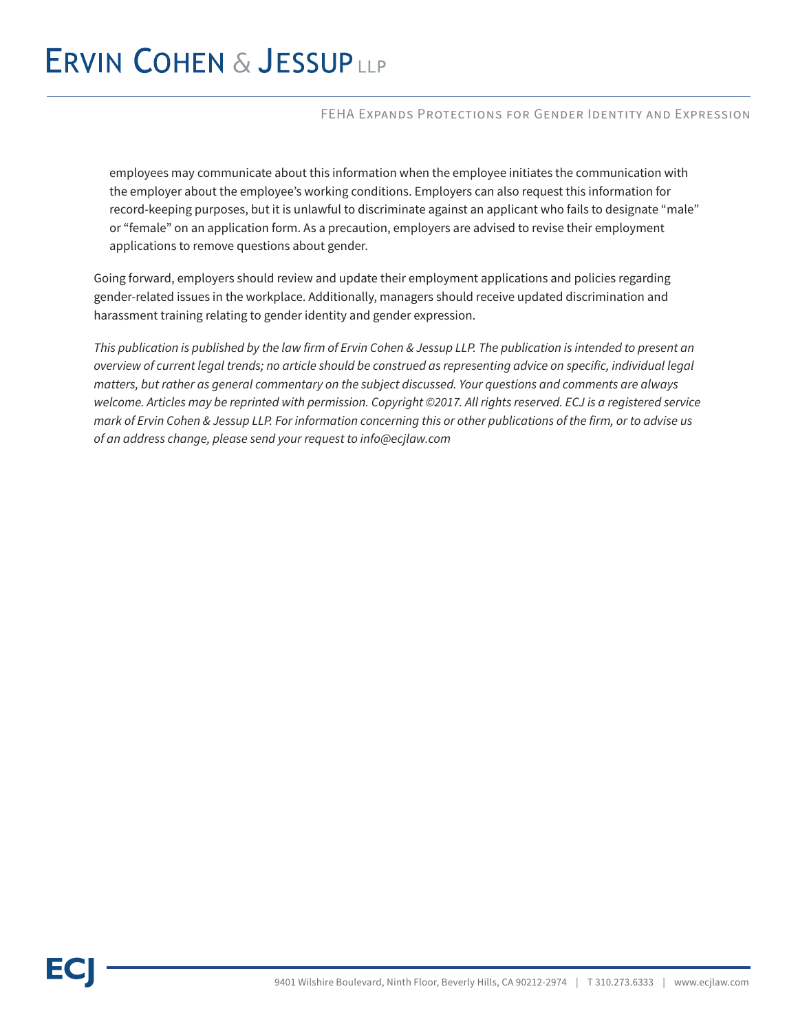employees may communicate about this information when the employee initiates the communication with the employer about the employee's working conditions. Employers can also request this information for record-keeping purposes, but it is unlawful to discriminate against an applicant who fails to designate "male" or "female" on an application form. As a precaution, employers are advised to revise their employment applications to remove questions about gender.

Going forward, employers should review and update their employment applications and policies regarding gender-related issues in the workplace. Additionally, managers should receive updated discrimination and harassment training relating to gender identity and gender expression.

*This publication is published by the law firm of Ervin Cohen & Jessup LLP. The publication is intended to present an overview of current legal trends; no article should be construed as representing advice on specific, individual legal matters, but rather as general commentary on the subject discussed. Your questions and comments are always welcome. Articles may be reprinted with permission. Copyright ©2017. All rights reserved. ECJ is a registered service mark of Ervin Cohen & Jessup LLP. For information concerning this or other publications of the firm, or to advise us of an address change, please send your request to info@ecjlaw.com*